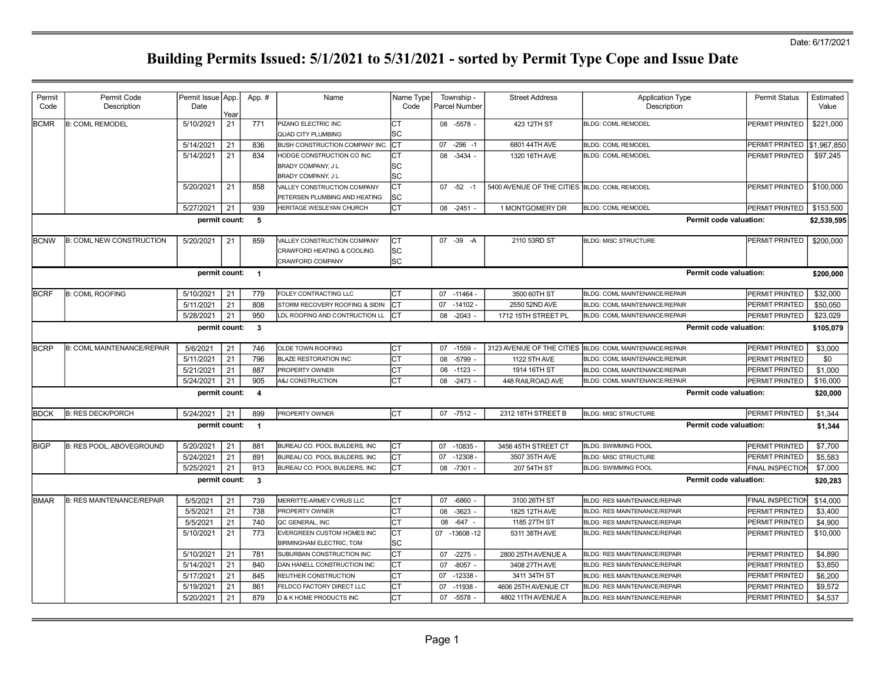Date: 6/17/2021

# Building Permits Issued: 5/1/2021 to 5/31/2021 - sorted by Permit Type Cope and Issue Date

| Permit Code | Permit Code Description | Permit Issue Date | App. Year | App. # | Name | Name Type Code | Township - Parcel Number | Street Address | Application Type Description | Permit Status | Estimated Value |
|---|---|---|---|---|---|---|---|---|---|---|---|
| BCMR | B: COML REMODEL | 5/10/2021 | 21 | 771 | PIZANO ELECTRIC INC | CT | 08 -5578 - | 423 12TH ST | BLDG: COML REMODEL | PERMIT PRINTED | $221,000 |
| | | | | | QUAD CITY PLUMBING | SC | | | | | |
| | | 5/14/2021 | 21 | 836 | BUSH CONSTRUCTION COMPANY INC. | CT | 07 -296 -1 | 6801 44TH AVE | BLDG: COML REMODEL | PERMIT PRINTED | $1,967,850 |
| | | 5/14/2021 | 21 | 834 | HODGE CONSTRUCTION CO INC | CT | 08 -3434 - | 1320 16TH AVE | BLDG: COML REMODEL | PERMIT PRINTED | $97,245 |
| | | | | | BRADY COMPANY, J L | SC | | | | | |
| | | | | | BRADY COMPANY, J L | SC | | | | | |
| | | 5/20/2021 | 21 | 858 | VALLEY CONSTRUCTION COMPANY | CT | 07 -52 -1 | 5400 AVENUE OF THE CITIES | BLDG: COML REMODEL | PERMIT PRINTED | $100,000 |
| | | | | | PETERSEN PLUMBING AND HEATING | SC | | | | | |
| | | 5/27/2021 | 21 | 939 | HERITAGE WESLEYAN CHURCH | CT | 08 -2451 - | 1 MONTGOMERY DR | BLDG: COML REMODEL | PERMIT PRINTED | $153,500 |
| | | **permit count:** | | **5** | | | | | **Permit code valuation:** | | **$2,539,595** |
| BCNW | B: COML NEW CONSTRUCTION | 5/20/2021 | 21 | 859 | VALLEY CONSTRUCTION COMPANY | CT | 07 -39 -A | 2110 53RD ST | BLDG: MISC STRUCTURE | PERMIT PRINTED | $200,000 |
| | | | | | CRAWFORD HEATING & COOLING | SC | | | | | |
| | | | | | CRAWFORD COMPANY | SC | | | | | |
| | | **permit count:** | | **1** | | | | | **Permit code valuation:** | | **$200,000** |
| BCRF | B: COML ROOFING | 5/10/2021 | 21 | 779 | FOLEY CONTRACTING LLC | CT | 07 -11464 - | 3500 60TH ST | BLDG: COML MAINTENANCE/REPAIR | PERMIT PRINTED | $32,000 |
| | | 5/11/2021 | 21 | 808 | STORM RECOVERY ROOFING & SIDIN | CT | 07 -14102 - | 2550 52ND AVE | BLDG: COML MAINTENANCE/REPAIR | PERMIT PRINTED | $50,050 |
| | | 5/28/2021 | 21 | 950 | LDL ROOFING AND CONTRUCTION LL | CT | 08 -2043 - | 1712 15TH STREET PL | BLDG: COML MAINTENANCE/REPAIR | PERMIT PRINTED | $23,029 |
| | | **permit count:** | | **3** | | | | | **Permit code valuation:** | | **$105,079** |
| BCRP | B: COML MAINTENANCE/REPAIR | 5/6/2021 | 21 | 746 | OLDE TOWN ROOFING | CT | 07 -1559 - | 3123 AVENUE OF THE CITIES | BLDG: COML MAINTENANCE/REPAIR | PERMIT PRINTED | $3,000 |
| | | 5/11/2021 | 21 | 796 | BLAZE RESTORATION INC | CT | 08 -5799 - | 1122 5TH AVE | BLDG: COML MAINTENANCE/REPAIR | PERMIT PRINTED | $0 |
| | | 5/21/2021 | 21 | 887 | PROPERTY OWNER | CT | 08 -1123 - | 1914 16TH ST | BLDG: COML MAINTENANCE/REPAIR | PERMIT PRINTED | $1,000 |
| | | 5/24/2021 | 21 | 905 | A&J CONSTRUCTION | CT | 08 -2473 - | 448 RAILROAD AVE | BLDG: COML MAINTENANCE/REPAIR | PERMIT PRINTED | $16,000 |
| | | **permit count:** | | **4** | | | | | **Permit code valuation:** | | **$20,000** |
| BDCK | B: RES DECK/PORCH | 5/24/2021 | 21 | 899 | PROPERTY OWNER | CT | 07 -7512 - | 2312 18TH STREET B | BLDG: MISC STRUCTURE | PERMIT PRINTED | $1,344 |
| | | **permit count:** | | **1** | | | | | **Permit code valuation:** | | **$1,344** |
| BIGP | B: RES POOL, ABOVEGROUND | 5/20/2021 | 21 | 881 | BUREAU CO. POOL BUILDERS, INC | CT | 07 -10835 - | 3456 45TH STREET CT | BLDG: SWIMMING POOL | PERMIT PRINTED | $7,700 |
| | | 5/24/2021 | 21 | 891 | BUREAU CO. POOL BUILDERS, INC | CT | 07 -12308 - | 3507 35TH AVE | BLDG: MISC STRUCTURE | PERMIT PRINTED | $5,583 |
| | | 5/25/2021 | 21 | 913 | BUREAU CO. POOL BUILDERS, INC | CT | 08 -7301 - | 207 54TH ST | BLDG: SWIMMING POOL | FINAL INSPECTION | $7,000 |
| | | **permit count:** | | **3** | | | | | **Permit code valuation:** | | **$20,283** |
| BMAR | B: RES MAINTENANCE/REPAIR | 5/5/2021 | 21 | 739 | MERRITTE-ARMEY CYRUS LLC | CT | 07 -6860 - | 3100 26TH ST | BLDG: RES MAINTENANCE/REPAIR | FINAL INSPECTION | $14,000 |
| | | 5/5/2021 | 21 | 738 | PROPERTY OWNER | CT | 08 -3623 - | 1825 12TH AVE | BLDG: RES MAINTENANCE/REPAIR | PERMIT PRINTED | $3,400 |
| | | 5/5/2021 | 21 | 740 | QC GENERAL, INC | CT | 08 -647 - | 1185 27TH ST | BLDG: RES MAINTENANCE/REPAIR | PERMIT PRINTED | $4,900 |
| | | 5/10/2021 | 21 | 773 | EVERGREEN CUSTOM HOMES INC | CT | 07 -13608 -12 | 5311 38TH AVE | BLDG: RES MAINTENANCE/REPAIR | PERMIT PRINTED | $10,000 |
| | | | | | BIRMINGHAM ELECTRIC, TOM | SC | | | | | |
| | | 5/10/2021 | 21 | 781 | SUBURBAN CONSTRUCTION INC | CT | 07 -2275 - | 2800 25TH AVENUE A | BLDG: RES MAINTENANCE/REPAIR | PERMIT PRINTED | $4,890 |
| | | 5/14/2021 | 21 | 840 | DAN HANELL CONSTRUCTION INC | CT | 07 -8057 - | 3408 27TH AVE | BLDG: RES MAINTENANCE/REPAIR | PERMIT PRINTED | $3,850 |
| | | 5/17/2021 | 21 | 845 | REUTHER CONSTRUCTION | CT | 07 -12338 - | 3411 34TH ST | BLDG: RES MAINTENANCE/REPAIR | PERMIT PRINTED | $6,200 |
| | | 5/19/2021 | 21 | 861 | FELDCO FACTORY DIRECT LLC | CT | 07 -11938 - | 4606 25TH AVENUE CT | BLDG: RES MAINTENANCE/REPAIR | PERMIT PRINTED | $9,572 |
| | | 5/20/2021 | 21 | 879 | D & K HOME PRODUCTS INC | CT | 07 -5578 - | 4802 11TH AVENUE A | BLDG: RES MAINTENANCE/REPAIR | PERMIT PRINTED | $4,537 |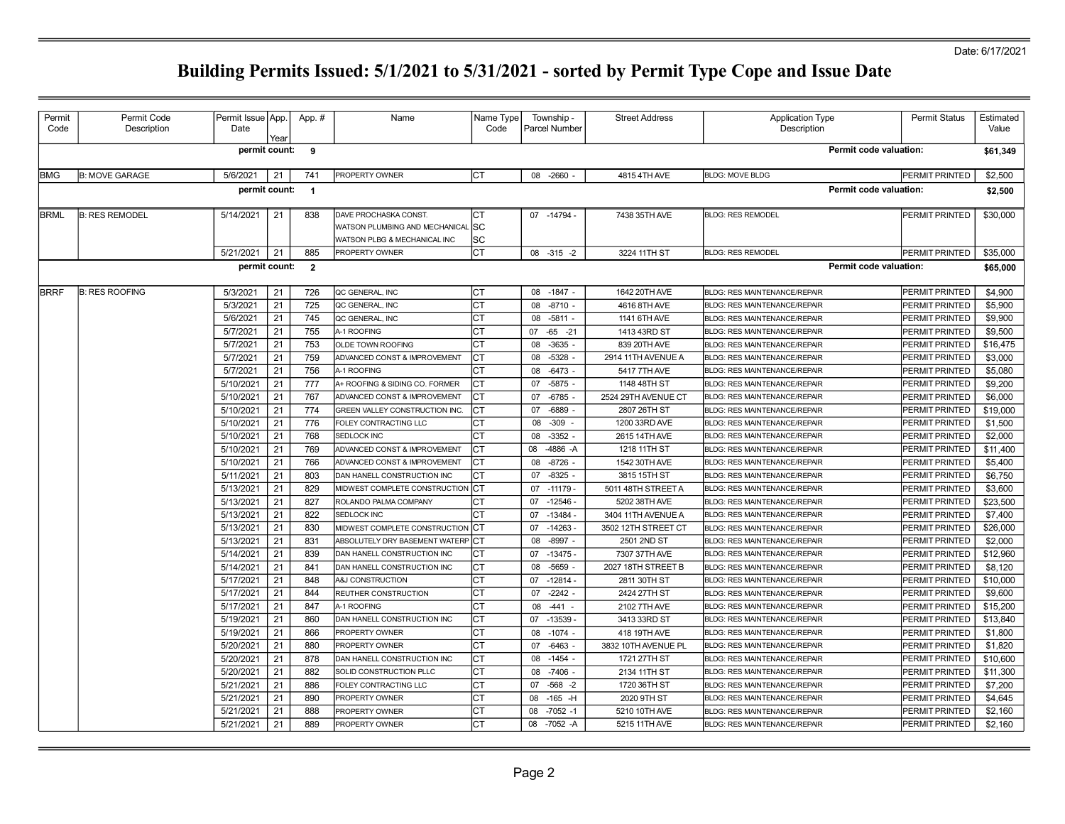Date: 6/17/2021

# Building Permits Issued: 5/1/2021 to 5/31/2021 - sorted by Permit Type Cope and Issue Date

| Permit Code | Permit Code Description | Permit Issue Date | App. Year | App. # | Name | Name Type Code | Township - Parcel Number | Street Address | Application Type Description | Permit Status | Estimated Value |
|---|---|---|---|---|---|---|---|---|---|---|---|
| | | permit count: | | 9 | | | | | Permit code valuation: | | $61,349 |
| BMG | B: MOVE GARAGE | 5/6/2021 | 21 | 741 | PROPERTY OWNER | CT | 08 -2660 - | 4815 4TH AVE | BLDG: MOVE BLDG | PERMIT PRINTED | $2,500 |
| | | permit count: | | 1 | | | | | Permit code valuation: | | $2,500 |
| BRML | B: RES REMODEL | 5/14/2021 | 21 | 838 | DAVE PROCHASKA CONST. | CT | 07 -14794 - | 7438 35TH AVE | BLDG: RES REMODEL | PERMIT PRINTED | $30,000 |
| | | | | | WATSON PLUMBING AND MECHANICAL | SC | | | | | |
| | | | | | WATSON PLBG & MECHANICAL INC | SC | | | | | |
| | | 5/21/2021 | 21 | 885 | PROPERTY OWNER | CT | 08 -315 -2 | 3224 11TH ST | BLDG: RES REMODEL | PERMIT PRINTED | $35,000 |
| | | permit count: | | 2 | | | | | Permit code valuation: | | $65,000 |
| BRRF | B: RES ROOFING | 5/3/2021 | 21 | 726 | QC GENERAL, INC | CT | 08 -1847 - | 1642 20TH AVE | BLDG: RES MAINTENANCE/REPAIR | PERMIT PRINTED | $4,900 |
| | | 5/3/2021 | 21 | 725 | QC GENERAL, INC | CT | 08 -8710 - | 4616 8TH AVE | BLDG: RES MAINTENANCE/REPAIR | PERMIT PRINTED | $5,900 |
| | | 5/6/2021 | 21 | 745 | QC GENERAL, INC | CT | 08 -5811 - | 1141 6TH AVE | BLDG: RES MAINTENANCE/REPAIR | PERMIT PRINTED | $9,900 |
| | | 5/7/2021 | 21 | 755 | A-1 ROOFING | CT | 07 -65 -21 | 1413 43RD ST | BLDG: RES MAINTENANCE/REPAIR | PERMIT PRINTED | $9,500 |
| | | 5/7/2021 | 21 | 753 | OLDE TOWN ROOFING | CT | 08 -3635 - | 839 20TH AVE | BLDG: RES MAINTENANCE/REPAIR | PERMIT PRINTED | $16,475 |
| | | 5/7/2021 | 21 | 759 | ADVANCED CONST & IMPROVEMENT | CT | 08 -5328 - | 2914 11TH AVENUE A | BLDG: RES MAINTENANCE/REPAIR | PERMIT PRINTED | $3,000 |
| | | 5/7/2021 | 21 | 756 | A-1 ROOFING | CT | 08 -6473 - | 5417 7TH AVE | BLDG: RES MAINTENANCE/REPAIR | PERMIT PRINTED | $5,080 |
| | | 5/10/2021 | 21 | 777 | A+ ROOFING & SIDING CO. FORMER | CT | 07 -5875 - | 1148 48TH ST | BLDG: RES MAINTENANCE/REPAIR | PERMIT PRINTED | $9,200 |
| | | 5/10/2021 | 21 | 767 | ADVANCED CONST & IMPROVEMENT | CT | 07 -6785 - | 2524 29TH AVENUE CT | BLDG: RES MAINTENANCE/REPAIR | PERMIT PRINTED | $6,000 |
| | | 5/10/2021 | 21 | 774 | GREEN VALLEY CONSTRUCTION INC. | CT | 07 -6889 - | 2807 26TH ST | BLDG: RES MAINTENANCE/REPAIR | PERMIT PRINTED | $19,000 |
| | | 5/10/2021 | 21 | 776 | FOLEY CONTRACTING LLC | CT | 08 -309 - | 1200 33RD AVE | BLDG: RES MAINTENANCE/REPAIR | PERMIT PRINTED | $1,500 |
| | | 5/10/2021 | 21 | 768 | SEDLOCK INC | CT | 08 -3352 - | 2615 14TH AVE | BLDG: RES MAINTENANCE/REPAIR | PERMIT PRINTED | $2,000 |
| | | 5/10/2021 | 21 | 769 | ADVANCED CONST & IMPROVEMENT | CT | 08 -4886 -A | 1218 11TH ST | BLDG: RES MAINTENANCE/REPAIR | PERMIT PRINTED | $11,400 |
| | | 5/10/2021 | 21 | 766 | ADVANCED CONST & IMPROVEMENT | CT | 08 -8726 - | 1542 30TH AVE | BLDG: RES MAINTENANCE/REPAIR | PERMIT PRINTED | $5,400 |
| | | 5/11/2021 | 21 | 803 | DAN HANELL CONSTRUCTION INC | CT | 07 -8325 - | 3815 15TH ST | BLDG: RES MAINTENANCE/REPAIR | PERMIT PRINTED | $6,750 |
| | | 5/13/2021 | 21 | 829 | MIDWEST COMPLETE CONSTRUCTION | CT | 07 -11179 - | 5011 48TH STREET A | BLDG: RES MAINTENANCE/REPAIR | PERMIT PRINTED | $3,600 |
| | | 5/13/2021 | 21 | 827 | ROLANDO PALMA COMPANY | CT | 07 -12546 - | 5202 38TH AVE | BLDG: RES MAINTENANCE/REPAIR | PERMIT PRINTED | $23,500 |
| | | 5/13/2021 | 21 | 822 | SEDLOCK INC | CT | 07 -13484 - | 3404 11TH AVENUE A | BLDG: RES MAINTENANCE/REPAIR | PERMIT PRINTED | $7,400 |
| | | 5/13/2021 | 21 | 830 | MIDWEST COMPLETE CONSTRUCTION | CT | 07 -14263 - | 3502 12TH STREET CT | BLDG: RES MAINTENANCE/REPAIR | PERMIT PRINTED | $26,000 |
| | | 5/13/2021 | 21 | 831 | ABSOLUTELY DRY BASEMENT WATERP | CT | 08 -8997 - | 2501 2ND ST | BLDG: RES MAINTENANCE/REPAIR | PERMIT PRINTED | $2,000 |
| | | 5/14/2021 | 21 | 839 | DAN HANELL CONSTRUCTION INC | CT | 07 -13475 - | 7307 37TH AVE | BLDG: RES MAINTENANCE/REPAIR | PERMIT PRINTED | $12,960 |
| | | 5/14/2021 | 21 | 841 | DAN HANELL CONSTRUCTION INC | CT | 08 -5659 - | 2027 18TH STREET B | BLDG: RES MAINTENANCE/REPAIR | PERMIT PRINTED | $8,120 |
| | | 5/17/2021 | 21 | 848 | A&J CONSTRUCTION | CT | 07 -12814 - | 2811 30TH ST | BLDG: RES MAINTENANCE/REPAIR | PERMIT PRINTED | $10,000 |
| | | 5/17/2021 | 21 | 844 | REUTHER CONSTRUCTION | CT | 07 -2242 - | 2424 27TH ST | BLDG: RES MAINTENANCE/REPAIR | PERMIT PRINTED | $9,600 |
| | | 5/17/2021 | 21 | 847 | A-1 ROOFING | CT | 08 -441 - | 2102 7TH AVE | BLDG: RES MAINTENANCE/REPAIR | PERMIT PRINTED | $15,200 |
| | | 5/19/2021 | 21 | 860 | DAN HANELL CONSTRUCTION INC | CT | 07 -13539 - | 3413 33RD ST | BLDG: RES MAINTENANCE/REPAIR | PERMIT PRINTED | $13,840 |
| | | 5/19/2021 | 21 | 866 | PROPERTY OWNER | CT | 08 -1074 - | 418 19TH AVE | BLDG: RES MAINTENANCE/REPAIR | PERMIT PRINTED | $1,800 |
| | | 5/20/2021 | 21 | 880 | PROPERTY OWNER | CT | 07 -6463 - | 3832 10TH AVENUE PL | BLDG: RES MAINTENANCE/REPAIR | PERMIT PRINTED | $1,820 |
| | | 5/20/2021 | 21 | 878 | DAN HANELL CONSTRUCTION INC | CT | 08 -1454 - | 1721 27TH ST | BLDG: RES MAINTENANCE/REPAIR | PERMIT PRINTED | $10,600 |
| | | 5/20/2021 | 21 | 882 | SOLID CONSTRUCTION PLLC | CT | 08 -7406 - | 2134 11TH ST | BLDG: RES MAINTENANCE/REPAIR | PERMIT PRINTED | $11,300 |
| | | 5/21/2021 | 21 | 886 | FOLEY CONTRACTING LLC | CT | 07 -568 -2 | 1720 36TH ST | BLDG: RES MAINTENANCE/REPAIR | PERMIT PRINTED | $7,200 |
| | | 5/21/2021 | 21 | 890 | PROPERTY OWNER | CT | 08 -165 -H | 2020 9TH ST | BLDG: RES MAINTENANCE/REPAIR | PERMIT PRINTED | $4,645 |
| | | 5/21/2021 | 21 | 888 | PROPERTY OWNER | CT | 08 -7052 -1 | 5210 10TH AVE | BLDG: RES MAINTENANCE/REPAIR | PERMIT PRINTED | $2,160 |
| | | 5/21/2021 | 21 | 889 | PROPERTY OWNER | CT | 08 -7052 -A | 5215 11TH AVE | BLDG: RES MAINTENANCE/REPAIR | PERMIT PRINTED | $2,160 |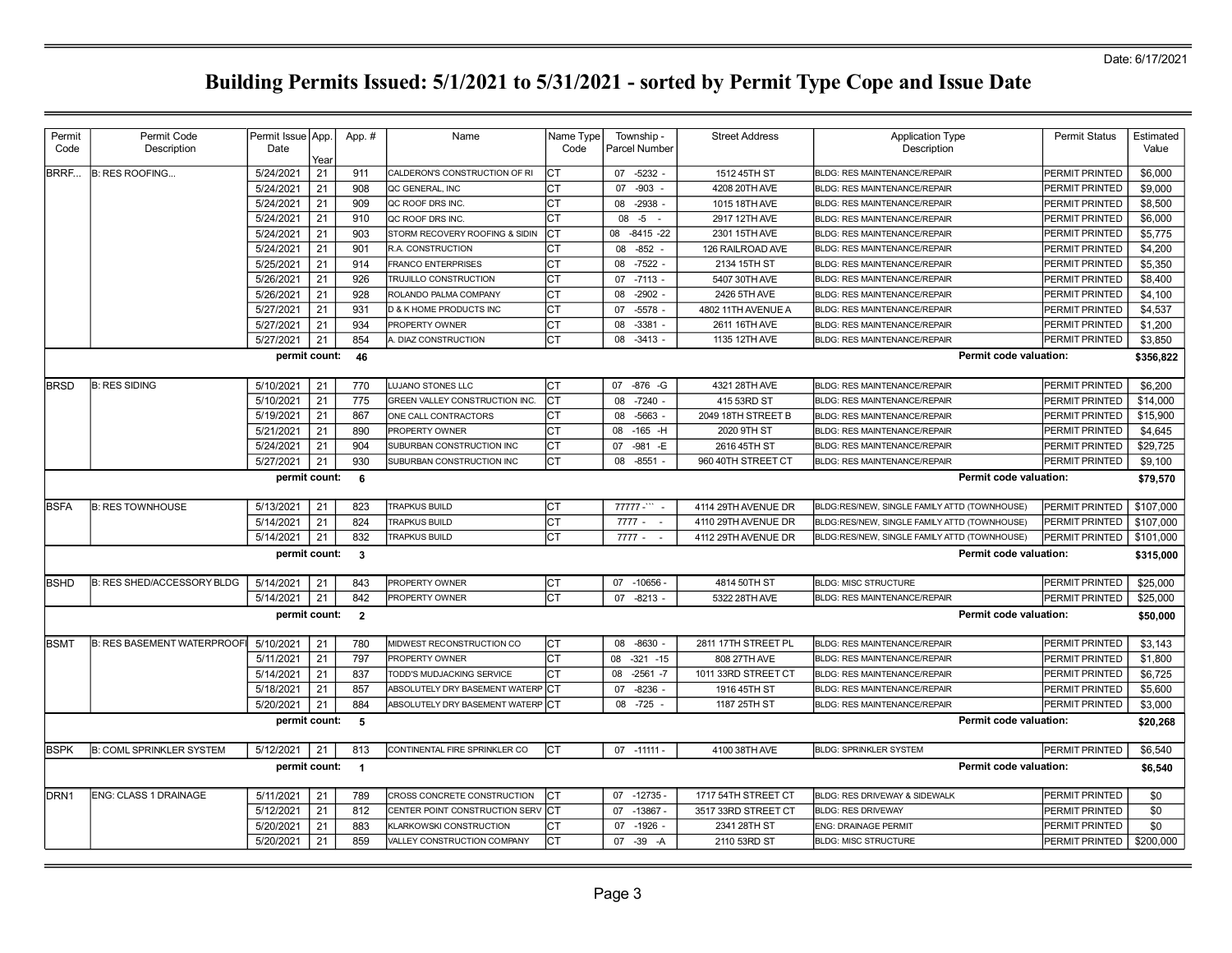Date: 6/17/2021

# Building Permits Issued: 5/1/2021 to 5/31/2021 - sorted by Permit Type Cope and Issue Date

| Permit Code | Permit Code Description | Permit Issue Date | App. Year | App. # | Name | Name Type Code | Township - Parcel Number | Street Address | Application Type Description | Permit Status | Estimated Value |
|---|---|---|---|---|---|---|---|---|---|---|---|
| BRRF... | B: RES ROOFING... | 5/24/2021 | 21 | 911 | CALDERON'S CONSTRUCTION OF RI | CT | 07 -5232 - | 1512 45TH ST | BLDG: RES MAINTENANCE/REPAIR | PERMIT PRINTED | $6,000 |
| | | 5/24/2021 | 21 | 908 | QC GENERAL, INC | CT | 07 -903 - | 4208 20TH AVE | BLDG: RES MAINTENANCE/REPAIR | PERMIT PRINTED | $9,000 |
| | | 5/24/2021 | 21 | 909 | QC ROOF DRS INC. | CT | 08 -2938 - | 1015 18TH AVE | BLDG: RES MAINTENANCE/REPAIR | PERMIT PRINTED | $8,500 |
| | | 5/24/2021 | 21 | 910 | QC ROOF DRS INC. | CT | 08 -5 - | 2917 12TH AVE | BLDG: RES MAINTENANCE/REPAIR | PERMIT PRINTED | $6,000 |
| | | 5/24/2021 | 21 | 903 | STORM RECOVERY ROOFING & SIDIN | CT | 08 -8415 -22 | 2301 15TH AVE | BLDG: RES MAINTENANCE/REPAIR | PERMIT PRINTED | $5,775 |
| | | 5/24/2021 | 21 | 901 | R.A. CONSTRUCTION | CT | 08 -852 - | 126 RAILROAD AVE | BLDG: RES MAINTENANCE/REPAIR | PERMIT PRINTED | $4,200 |
| | | 5/25/2021 | 21 | 914 | FRANCO ENTERPRISES | CT | 08 -7522 - | 2134 15TH ST | BLDG: RES MAINTENANCE/REPAIR | PERMIT PRINTED | $5,350 |
| | | 5/26/2021 | 21 | 926 | TRUJILLO CONSTRUCTION | CT | 07 -7113 - | 5407 30TH AVE | BLDG: RES MAINTENANCE/REPAIR | PERMIT PRINTED | $8,400 |
| | | 5/26/2021 | 21 | 928 | ROLANDO PALMA COMPANY | CT | 08 -2902 - | 2426 5TH AVE | BLDG: RES MAINTENANCE/REPAIR | PERMIT PRINTED | $4,100 |
| | | 5/27/2021 | 21 | 931 | D & K HOME PRODUCTS INC | CT | 07 -5578 - | 4802 11TH AVENUE A | BLDG: RES MAINTENANCE/REPAIR | PERMIT PRINTED | $4,537 |
| | | 5/27/2021 | 21 | 934 | PROPERTY OWNER | CT | 08 -3381 - | 2611 16TH AVE | BLDG: RES MAINTENANCE/REPAIR | PERMIT PRINTED | $1,200 |
| | | 5/27/2021 | 21 | 854 | A. DIAZ CONSTRUCTION | CT | 08 -3413 - | 1135 12TH AVE | BLDG: RES MAINTENANCE/REPAIR | PERMIT PRINTED | $3,850 |
| | | **permit count:** | | **46** | | | | | **Permit code valuation:** | | **$356,822** |
| BRSD | B: RES SIDING | 5/10/2021 | 21 | 770 | LUJANO STONES LLC | CT | 07 -876 -G | 4321 28TH AVE | BLDG: RES MAINTENANCE/REPAIR | PERMIT PRINTED | $6,200 |
| | | 5/10/2021 | 21 | 775 | GREEN VALLEY CONSTRUCTION INC. | CT | 08 -7240 - | 415 53RD ST | BLDG: RES MAINTENANCE/REPAIR | PERMIT PRINTED | $14,000 |
| | | 5/19/2021 | 21 | 867 | ONE CALL CONTRACTORS | CT | 08 -5663 - | 2049 18TH STREET B | BLDG: RES MAINTENANCE/REPAIR | PERMIT PRINTED | $15,900 |
| | | 5/21/2021 | 21 | 890 | PROPERTY OWNER | CT | 08 -165 -H | 2020 9TH ST | BLDG: RES MAINTENANCE/REPAIR | PERMIT PRINTED | $4,645 |
| | | 5/24/2021 | 21 | 904 | SUBURBAN CONSTRUCTION INC | CT | 07 -981 -E | 2616 45TH ST | BLDG: RES MAINTENANCE/REPAIR | PERMIT PRINTED | $29,725 |
| | | 5/27/2021 | 21 | 930 | SUBURBAN CONSTRUCTION INC | CT | 08 -8551 - | 960 40TH STREET CT | BLDG: RES MAINTENANCE/REPAIR | PERMIT PRINTED | $9,100 |
| | | **permit count:** | | **6** | | | | | **Permit code valuation:** | | **$79,570** |
| BSFA | B: RES TOWNHOUSE | 5/13/2021 | 21 | 823 | TRAPKUS BUILD | CT | 77777 -``` - | 4114 29TH AVENUE DR | BLDG:RES/NEW, SINGLE FAMILY ATTD (TOWNHOUSE) | PERMIT PRINTED | $107,000 |
| | | 5/14/2021 | 21 | 824 | TRAPKUS BUILD | CT | 7777 - - | 4110 29TH AVENUE DR | BLDG:RES/NEW, SINGLE FAMILY ATTD (TOWNHOUSE) | PERMIT PRINTED | $107,000 |
| | | 5/14/2021 | 21 | 832 | TRAPKUS BUILD | CT | 7777 - - | 4112 29TH AVENUE DR | BLDG:RES/NEW, SINGLE FAMILY ATTD (TOWNHOUSE) | PERMIT PRINTED | $101,000 |
| | | **permit count:** | | **3** | | | | | **Permit code valuation:** | | **$315,000** |
| BSHD | B: RES SHED/ACCESSORY BLDG | 5/14/2021 | 21 | 843 | PROPERTY OWNER | CT | 07 -10656 - | 4814 50TH ST | BLDG: MISC STRUCTURE | PERMIT PRINTED | $25,000 |
| | | 5/14/2021 | 21 | 842 | PROPERTY OWNER | CT | 07 -8213 - | 5322 28TH AVE | BLDG: RES MAINTENANCE/REPAIR | PERMIT PRINTED | $25,000 |
| | | **permit count:** | | **2** | | | | | **Permit code valuation:** | | **$50,000** |
| BSMT | B: RES BASEMENT WATERPROOFI | 5/10/2021 | 21 | 780 | MIDWEST RECONSTRUCTION CO | CT | 08 -8630 - | 2811 17TH STREET PL | BLDG: RES MAINTENANCE/REPAIR | PERMIT PRINTED | $3,143 |
| | | 5/11/2021 | 21 | 797 | PROPERTY OWNER | CT | 08 -321 -15 | 808 27TH AVE | BLDG: RES MAINTENANCE/REPAIR | PERMIT PRINTED | $1,800 |
| | | 5/14/2021 | 21 | 837 | TODD'S MUDJACKING SERVICE | CT | 08 -2561 -7 | 1011 33RD STREET CT | BLDG: RES MAINTENANCE/REPAIR | PERMIT PRINTED | $6,725 |
| | | 5/18/2021 | 21 | 857 | ABSOLUTELY DRY BASEMENT WATERP | CT | 07 -8236 - | 1916 45TH ST | BLDG: RES MAINTENANCE/REPAIR | PERMIT PRINTED | $5,600 |
| | | 5/20/2021 | 21 | 884 | ABSOLUTELY DRY BASEMENT WATERP | CT | 08 -725 - | 1187 25TH ST | BLDG: RES MAINTENANCE/REPAIR | PERMIT PRINTED | $3,000 |
| | | **permit count:** | | **5** | | | | | **Permit code valuation:** | | **$20,268** |
| BSPK | B: COML SPRINKLER SYSTEM | 5/12/2021 | 21 | 813 | CONTINENTAL FIRE SPRINKLER CO | CT | 07 -11111 - | 4100 38TH AVE | BLDG: SPRINKLER SYSTEM | PERMIT PRINTED | $6,540 |
| | | **permit count:** | | **1** | | | | | **Permit code valuation:** | | **$6,540** |
| DRN1 | ENG: CLASS 1 DRAINAGE | 5/11/2021 | 21 | 789 | CROSS CONCRETE CONSTRUCTION | CT | 07 -12735 - | 1717 54TH STREET CT | BLDG: RES DRIVEWAY & SIDEWALK | PERMIT PRINTED | $0 |
| | | 5/12/2021 | 21 | 812 | CENTER POINT CONSTRUCTION SERV | CT | 07 -13867 - | 3517 33RD STREET CT | BLDG: RES DRIVEWAY | PERMIT PRINTED | $0 |
| | | 5/20/2021 | 21 | 883 | KLARKOWSKI CONSTRUCTION | CT | 07 -1926 - | 2341 28TH ST | ENG: DRAINAGE PERMIT | PERMIT PRINTED | $0 |
| | | 5/20/2021 | 21 | 859 | VALLEY CONSTRUCTION COMPANY | CT | 07 -39 -A | 2110 53RD ST | BLDG: MISC STRUCTURE | PERMIT PRINTED | $200,000 |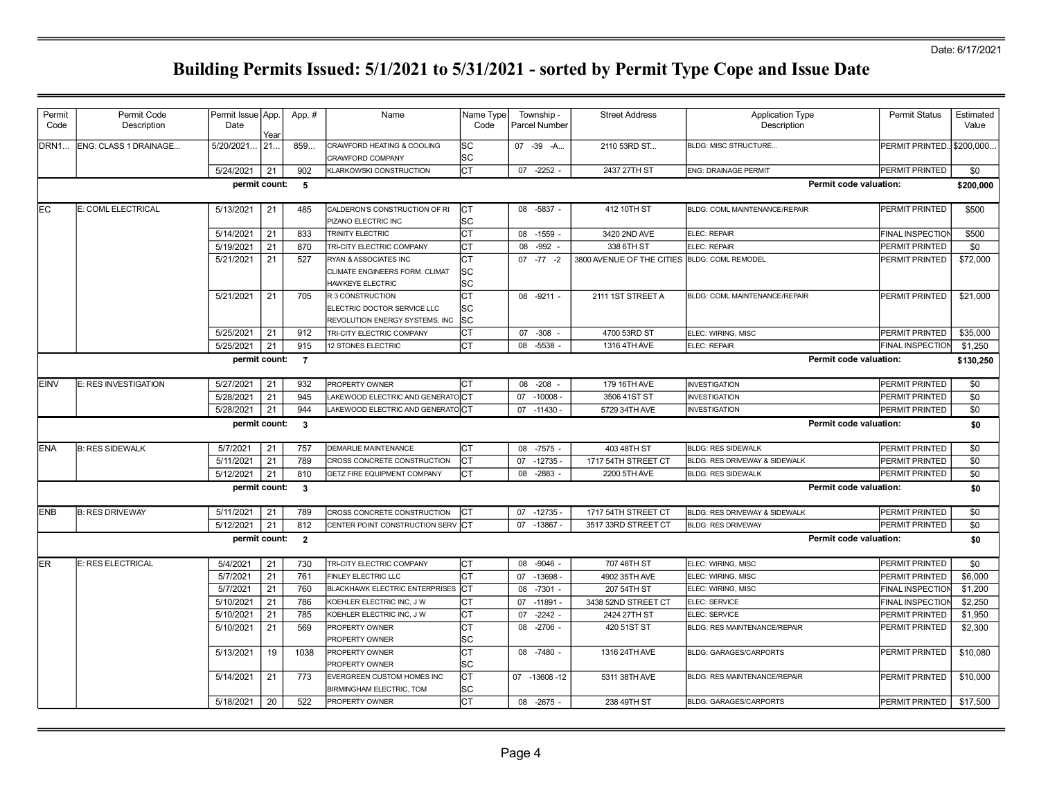Date: 6/17/2021

# Building Permits Issued: 5/1/2021 to 5/31/2021 - sorted by Permit Type Cope and Issue Date

| Permit Code | Permit Code Description | Permit Issue Date | App. Year | App. # | Name | Name Type Code | Township - Parcel Number | Street Address | Application Type Description | Permit Status | Estimated Value |
|---|---|---|---|---|---|---|---|---|---|---|---|
| DRN1... | ENG: CLASS 1 DRAINAGE... | 5/20/2021... | 21... | 859... | CRAWFORD HEATING & COOLING<br>CRAWFORD COMPANY | SC<br>SC | 07 -39 -A... | 2110 53RD ST... | BLDG: MISC STRUCTURE... | PERMIT PRINTED... | $200,000... |
| | | 5/24/2021 | 21 | 902 | KLARKOWSKI CONSTRUCTION | CT | 07 -2252 - | 2437 27TH ST | ENG: DRAINAGE PERMIT | PERMIT PRINTED | $0 |
| | | permit count: | | 5 | | | | | | Permit code valuation: | $200,000 |
| EC | E: COML ELECTRICAL | 5/13/2021 | 21 | 485 | CALDERON'S CONSTRUCTION OF RI<br>PIZANO ELECTRIC INC | CT<br>SC | 08 -5837 - | 412 10TH ST | BLDG: COML MAINTENANCE/REPAIR | PERMIT PRINTED | $500 |
| | | 5/14/2021 | 21 | 833 | TRINITY ELECTRIC | CT | 08 -1559 - | 3420 2ND AVE | ELEC: REPAIR | FINAL INSPECTION | $500 |
| | | 5/19/2021 | 21 | 870 | TRI-CITY ELECTRIC COMPANY | CT | 08 -992 - | 338 6TH ST | ELEC: REPAIR | PERMIT PRINTED | $0 |
| | | 5/21/2021 | 21 | 527 | RYAN & ASSOCIATES INC<br>CLIMATE ENGINEERS FORM. CLIMAT<br>HAWKEYE ELECTRIC | CT<br>SC<br>SC | 07 -77 -2 | 3800 AVENUE OF THE CITIES | BLDG: COML REMODEL | PERMIT PRINTED | $72,000 |
| | | 5/21/2021 | 21 | 705 | R 3 CONSTRUCTION<br>ELECTRIC DOCTOR SERVICE LLC<br>REVOLUTION ENERGY SYSTEMS, INC | CT<br>SC<br>SC | 08 -9211 - | 2111 1ST STREET A | BLDG: COML MAINTENANCE/REPAIR | PERMIT PRINTED | $21,000 |
| | | 5/25/2021 | 21 | 912 | TRI-CITY ELECTRIC COMPANY | CT | 07 -308 - | 4700 53RD ST | ELEC: WIRING, MISC | PERMIT PRINTED | $35,000 |
| | | 5/25/2021 | 21 | 915 | 12 STONES ELECTRIC | CT | 08 -5538 - | 1316 4TH AVE | ELEC: REPAIR | FINAL INSPECTION | $1,250 |
| | | permit count: | | 7 | | | | | | Permit code valuation: | $130,250 |
| EINV | E: RES INVESTIGATION | 5/27/2021 | 21 | 932 | PROPERTY OWNER | CT | 08 -208 - | 179 16TH AVE | INVESTIGATION | PERMIT PRINTED | $0 |
| | | 5/28/2021 | 21 | 945 | LAKEWOOD ELECTRIC AND GENERATO | CT | 07 -10008 - | 3506 41ST ST | INVESTIGATION | PERMIT PRINTED | $0 |
| | | 5/28/2021 | 21 | 944 | LAKEWOOD ELECTRIC AND GENERATO | CT | 07 -11430 - | 5729 34TH AVE | INVESTIGATION | PERMIT PRINTED | $0 |
| | | permit count: | | 3 | | | | | | Permit code valuation: | $0 |
| ENA | B: RES SIDEWALK | 5/7/2021 | 21 | 757 | DEMARLIE MAINTENANCE | CT | 08 -7575 - | 403 48TH ST | BLDG: RES SIDEWALK | PERMIT PRINTED | $0 |
| | | 5/11/2021 | 21 | 789 | CROSS CONCRETE CONSTRUCTION | CT | 07 -12735 - | 1717 54TH STREET CT | BLDG: RES DRIVEWAY & SIDEWALK | PERMIT PRINTED | $0 |
| | | 5/12/2021 | 21 | 810 | GETZ FIRE EQUIPMENT COMPANY | CT | 08 -2883 - | 2200 5TH AVE | BLDG: RES SIDEWALK | PERMIT PRINTED | $0 |
| | | permit count: | | 3 | | | | | | Permit code valuation: | $0 |
| ENB | B: RES DRIVEWAY | 5/11/2021 | 21 | 789 | CROSS CONCRETE CONSTRUCTION | CT | 07 -12735 - | 1717 54TH STREET CT | BLDG: RES DRIVEWAY & SIDEWALK | PERMIT PRINTED | $0 |
| | | 5/12/2021 | 21 | 812 | CENTER POINT CONSTRUCTION SERV | CT | 07 -13867 - | 3517 33RD STREET CT | BLDG: RES DRIVEWAY | PERMIT PRINTED | $0 |
| | | permit count: | | 2 | | | | | | Permit code valuation: | $0 |
| ER | E: RES ELECTRICAL | 5/4/2021 | 21 | 730 | TRI-CITY ELECTRIC COMPANY | CT | 08 -9046 - | 707 48TH ST | ELEC: WIRING, MISC | PERMIT PRINTED | $0 |
| | | 5/7/2021 | 21 | 761 | FINLEY ELECTRIC LLC | CT | 07 -13698 - | 4902 35TH AVE | ELEC: WIRING, MISC | PERMIT PRINTED | $6,000 |
| | | 5/7/2021 | 21 | 760 | BLACKHAWK ELECTRIC ENTERPRISES | CT | 08 -7301 - | 207 54TH ST | ELEC: WIRING, MISC | FINAL INSPECTION | $1,200 |
| | | 5/10/2021 | 21 | 786 | KOEHLER ELECTRIC INC, J W | CT | 07 -11891 - | 3438 52ND STREET CT | ELEC: SERVICE | FINAL INSPECTION | $2,250 |
| | | 5/10/2021 | 21 | 785 | KOEHLER ELECTRIC INC, J W | CT | 07 -2242 - | 2424 27TH ST | ELEC: SERVICE | PERMIT PRINTED | $1,950 |
| | | 5/10/2021 | 21 | 569 | PROPERTY OWNER<br>PROPERTY OWNER | CT<br>SC | 08 -2706 - | 420 51ST ST | BLDG: RES MAINTENANCE/REPAIR | PERMIT PRINTED | $2,300 |
| | | 5/13/2021 | 19 | 1038 | PROPERTY OWNER<br>PROPERTY OWNER | CT<br>SC | 08 -7480 - | 1316 24TH AVE | BLDG: GARAGES/CARPORTS | PERMIT PRINTED | $10,080 |
| | | 5/14/2021 | 21 | 773 | EVERGREEN CUSTOM HOMES INC<br>BIRMINGHAM ELECTRIC, TOM | CT<br>SC | 07 -13608 -12 | 5311 38TH AVE | BLDG: RES MAINTENANCE/REPAIR | PERMIT PRINTED | $10,000 |
| | | 5/18/2021 | 20 | 522 | PROPERTY OWNER | CT | 08 -2675 - | 238 49TH ST | BLDG: GARAGES/CARPORTS | PERMIT PRINTED | $17,500 |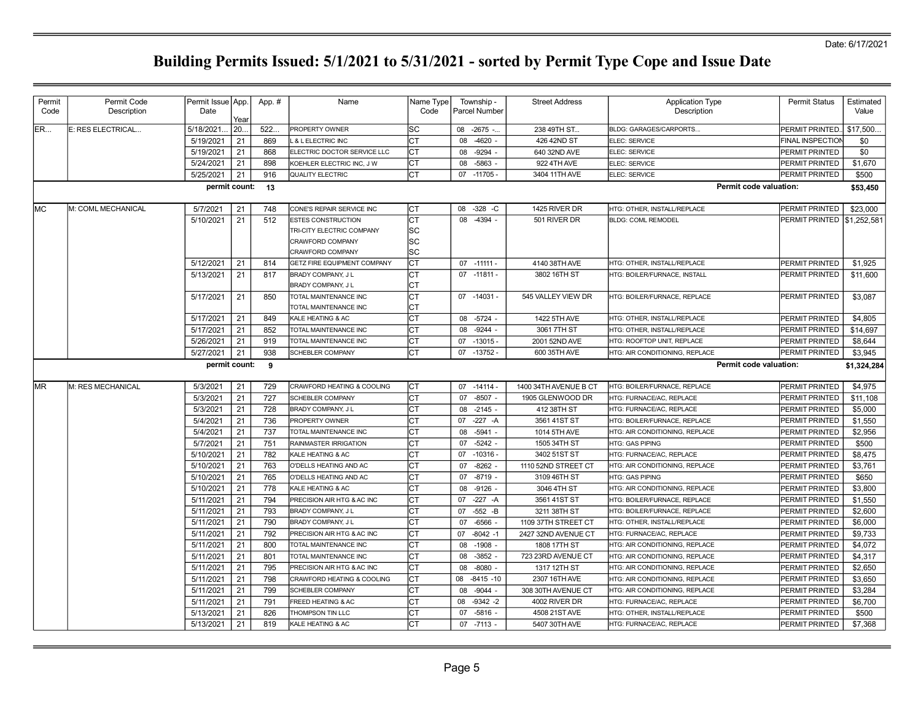# Building Permits Issued: 5/1/2021 to 5/31/2021 - sorted by Permit Type Cope and Issue Date

| Permit Code | Permit Code Description | Permit Issue Date | App. Year | App. # | Name | Name Type Code | Township - Parcel Number | Street Address | Application Type Description | Permit Status | Estimated Value |
|---|---|---|---|---|---|---|---|---|---|---|---|
| ER... | E: RES ELECTRICAL... | 5/18/2021... | 20... | 522... | PROPERTY OWNER | SC | 08 -2675 -... | 238 49TH ST... | BLDG: GARAGES/CARPORTS... | PERMIT PRINTED... | $17,500... |
| | | 5/19/2021 | 21 | 869 | L & L ELECTRIC INC | CT | 08 -4620 - | 426 42ND ST | ELEC: SERVICE | FINAL INSPECTION | $0 |
| | | 5/19/2021 | 21 | 868 | ELECTRIC DOCTOR SERVICE LLC | CT | 08 -9294 - | 640 32ND AVE | ELEC: SERVICE | PERMIT PRINTED | $0 |
| | | 5/24/2021 | 21 | 898 | KOEHLER ELECTRIC INC, J W | CT | 08 -5863 - | 922 4TH AVE | ELEC: SERVICE | PERMIT PRINTED | $1,670 |
| | | 5/25/2021 | 21 | 916 | QUALITY ELECTRIC | CT | 07 -11705 - | 3404 11TH AVE | ELEC: SERVICE | PERMIT PRINTED | $500 |
| | | **permit count:** | | **13** | | | | | **Permit code valuation:** | | **$53,450** |
| MC | M: COML MECHANICAL | 5/7/2021 | 21 | 748 | CONE'S REPAIR SERVICE INC | CT | 08 -328 -C | 1425 RIVER DR | HTG: OTHER, INSTALL/REPLACE | PERMIT PRINTED | $23,000 |
| | | 5/10/2021 | 21 | 512 | ESTES CONSTRUCTION | CT | 08 -4394 - | 501 RIVER DR | BLDG: COML REMODEL | PERMIT PRINTED | $1,252,581 |
| | | | | | TRI-CITY ELECTRIC COMPANY | SC | | | | | |
| | | | | | CRAWFORD COMPANY | SC | | | | | |
| | | | | | CRAWFORD COMPANY | SC | | | | | |
| | | 5/12/2021 | 21 | 814 | GETZ FIRE EQUIPMENT COMPANY | CT | 07 -11111 - | 4140 38TH AVE | HTG: OTHER, INSTALL/REPLACE | PERMIT PRINTED | $1,925 |
| | | 5/13/2021 | 21 | 817 | BRADY COMPANY, J L | CT | 07 -11811 - | 3802 16TH ST | HTG: BOILER/FURNACE, INSTALL | PERMIT PRINTED | $11,600 |
| | | | | | BRADY COMPANY, J L | CT | | | | | |
| | | 5/17/2021 | 21 | 850 | TOTAL MAINTENANCE INC | CT | 07 -14031 - | 545 VALLEY VIEW DR | HTG: BOILER/FURNACE, REPLACE | PERMIT PRINTED | $3,087 |
| | | | | | TOTAL MAINTENANCE INC | CT | | | | | |
| | | 5/17/2021 | 21 | 849 | KALE HEATING & AC | CT | 08 -5724 - | 1422 5TH AVE | HTG: OTHER, INSTALL/REPLACE | PERMIT PRINTED | $4,805 |
| | | 5/17/2021 | 21 | 852 | TOTAL MAINTENANCE INC | CT | 08 -9244 - | 3061 7TH ST | HTG: OTHER, INSTALL/REPLACE | PERMIT PRINTED | $14,697 |
| | | 5/26/2021 | 21 | 919 | TOTAL MAINTENANCE INC | CT | 07 -13015 - | 2001 52ND AVE | HTG: ROOFTOP UNIT, REPLACE | PERMIT PRINTED | $8,644 |
| | | 5/27/2021 | 21 | 938 | SCHEBLER COMPANY | CT | 07 -13752 - | 600 35TH AVE | HTG: AIR CONDITIONING, REPLACE | PERMIT PRINTED | $3,945 |
| | | **permit count:** | | **9** | | | | | **Permit code valuation:** | | **$1,324,284** |
| MR | M: RES MECHANICAL | 5/3/2021 | 21 | 729 | CRAWFORD HEATING & COOLING | CT | 07 -14114 - | 1400 34TH AVENUE B CT | HTG: BOILER/FURNACE, REPLACE | PERMIT PRINTED | $4,975 |
| | | 5/3/2021 | 21 | 727 | SCHEBLER COMPANY | CT | 07 -8507 - | 1905 GLENWOOD DR | HTG: FURNACE/AC, REPLACE | PERMIT PRINTED | $11,108 |
| | | 5/3/2021 | 21 | 728 | BRADY COMPANY, J L | CT | 08 -2145 - | 412 38TH ST | HTG: FURNACE/AC, REPLACE | PERMIT PRINTED | $5,000 |
| | | 5/4/2021 | 21 | 736 | PROPERTY OWNER | CT | 07 -227 -A | 3561 41ST ST | HTG: BOILER/FURNACE, REPLACE | PERMIT PRINTED | $1,550 |
| | | 5/4/2021 | 21 | 737 | TOTAL MAINTENANCE INC | CT | 08 -5941 - | 1014 5TH AVE | HTG: AIR CONDITIONING, REPLACE | PERMIT PRINTED | $2,956 |
| | | 5/7/2021 | 21 | 751 | RAINMASTER IRRIGATION | CT | 07 -5242 - | 1505 34TH ST | HTG: GAS PIPING | PERMIT PRINTED | $500 |
| | | 5/10/2021 | 21 | 782 | KALE HEATING & AC | CT | 07 -10316 - | 3402 51ST ST | HTG: FURNACE/AC, REPLACE | PERMIT PRINTED | $8,475 |
| | | 5/10/2021 | 21 | 763 | O'DELLS HEATING AND AC | CT | 07 -8262 - | 1110 52ND STREET CT | HTG: AIR CONDITIONING, REPLACE | PERMIT PRINTED | $3,761 |
| | | 5/10/2021 | 21 | 765 | O'DELLS HEATING AND AC | CT | 07 -8719 - | 3109 46TH ST | HTG: GAS PIPING | PERMIT PRINTED | $650 |
| | | 5/10/2021 | 21 | 778 | KALE HEATING & AC | CT | 08 -9126 - | 3046 4TH ST | HTG: AIR CONDITIONING, REPLACE | PERMIT PRINTED | $3,800 |
| | | 5/11/2021 | 21 | 794 | PRECISION AIR HTG & AC INC | CT | 07 -227 -A | 3561 41ST ST | HTG: BOILER/FURNACE, REPLACE | PERMIT PRINTED | $1,550 |
| | | 5/11/2021 | 21 | 793 | BRADY COMPANY, J L | CT | 07 -552 -B | 3211 38TH ST | HTG: BOILER/FURNACE, REPLACE | PERMIT PRINTED | $2,600 |
| | | 5/11/2021 | 21 | 790 | BRADY COMPANY, J L | CT | 07 -6566 - | 1109 37TH STREET CT | HTG: OTHER, INSTALL/REPLACE | PERMIT PRINTED | $6,000 |
| | | 5/11/2021 | 21 | 792 | PRECISION AIR HTG & AC INC | CT | 07 -8042 -1 | 2427 32ND AVENUE CT | HTG: FURNACE/AC, REPLACE | PERMIT PRINTED | $9,733 |
| | | 5/11/2021 | 21 | 800 | TOTAL MAINTENANCE INC | CT | 08 -1908 - | 1808 17TH ST | HTG: AIR CONDITIONING, REPLACE | PERMIT PRINTED | $4,072 |
| | | 5/11/2021 | 21 | 801 | TOTAL MAINTENANCE INC | CT | 08 -3852 - | 723 23RD AVENUE CT | HTG: AIR CONDITIONING, REPLACE | PERMIT PRINTED | $4,317 |
| | | 5/11/2021 | 21 | 795 | PRECISION AIR HTG & AC INC | CT | 08 -8080 - | 1317 12TH ST | HTG: AIR CONDITIONING, REPLACE | PERMIT PRINTED | $2,650 |
| | | 5/11/2021 | 21 | 798 | CRAWFORD HEATING & COOLING | CT | 08 -8415 -10 | 2307 16TH AVE | HTG: AIR CONDITIONING, REPLACE | PERMIT PRINTED | $3,650 |
| | | 5/11/2021 | 21 | 799 | SCHEBLER COMPANY | CT | 08 -9044 - | 308 30TH AVENUE CT | HTG: AIR CONDITIONING, REPLACE | PERMIT PRINTED | $3,284 |
| | | 5/11/2021 | 21 | 791 | FREED HEATING & AC | CT | 08 -9342 -2 | 4002 RIVER DR | HTG: FURNACE/AC, REPLACE | PERMIT PRINTED | $6,700 |
| | | 5/13/2021 | 21 | 826 | THOMPSON TIN LLC | CT | 07 -5816 - | 4508 21ST AVE | HTG: OTHER, INSTALL/REPLACE | PERMIT PRINTED | $500 |
| | | 5/13/2021 | 21 | 819 | KALE HEATING & AC | CT | 07 -7113 - | 5407 30TH AVE | HTG: FURNACE/AC, REPLACE | PERMIT PRINTED | $7,368 |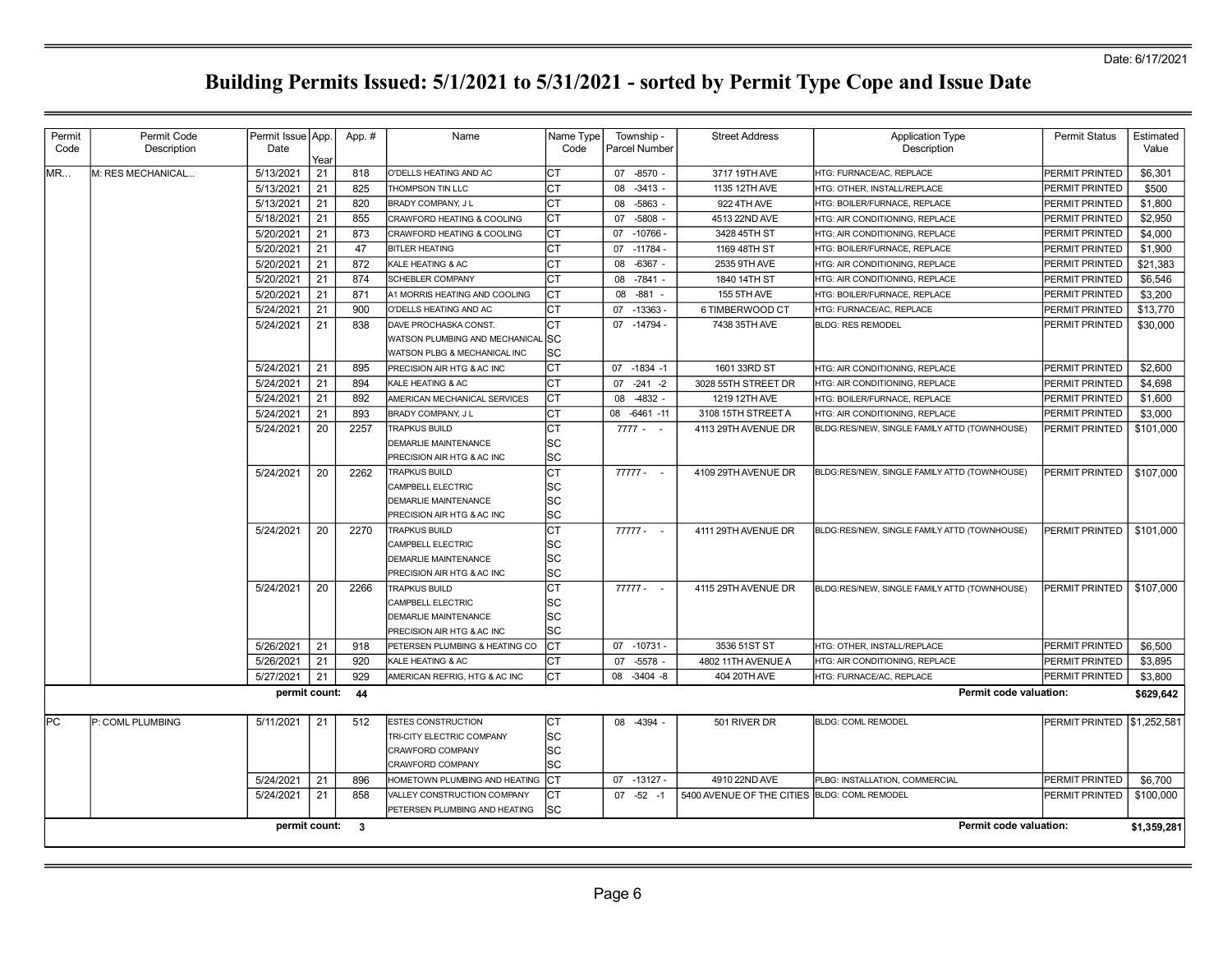Date: 6/17/2021

# Building Permits Issued: 5/1/2021 to 5/31/2021 - sorted by Permit Type Cope and Issue Date

| Permit Code | Permit Code Description | Permit Issue Date | App. Year | App. # | Name | Name Type Code | Township - Parcel Number | Street Address | Application Type Description | Permit Status | Estimated Value |
|---|---|---|---|---|---|---|---|---|---|---|---|
| MR... | M: RES MECHANICAL... | 5/13/2021 | 21 | 818 | O'DELLS HEATING AND AC | CT | 07 -8570 - | 3717 19TH AVE | HTG: FURNACE/AC, REPLACE | PERMIT PRINTED | $6,301 |
| | | 5/13/2021 | 21 | 825 | THOMPSON TIN LLC | CT | 08 -3413 - | 1135 12TH AVE | HTG: OTHER, INSTALL/REPLACE | PERMIT PRINTED | $500 |
| | | 5/13/2021 | 21 | 820 | BRADY COMPANY, J L | CT | 08 -5863 - | 922 4TH AVE | HTG: BOILER/FURNACE, REPLACE | PERMIT PRINTED | $1,800 |
| | | 5/18/2021 | 21 | 855 | CRAWFORD HEATING & COOLING | CT | 07 -5808 - | 4513 22ND AVE | HTG: AIR CONDITIONING, REPLACE | PERMIT PRINTED | $2,950 |
| | | 5/20/2021 | 21 | 873 | CRAWFORD HEATING & COOLING | CT | 07 -10766 - | 3428 45TH ST | HTG: AIR CONDITIONING, REPLACE | PERMIT PRINTED | $4,000 |
| | | 5/20/2021 | 21 | 47 | BITLER HEATING | CT | 07 -11784 - | 1169 48TH ST | HTG: BOILER/FURNACE, REPLACE | PERMIT PRINTED | $1,900 |
| | | 5/20/2021 | 21 | 872 | KALE HEATING & AC | CT | 08 -6367 - | 2535 9TH AVE | HTG: AIR CONDITIONING, REPLACE | PERMIT PRINTED | $21,383 |
| | | 5/20/2021 | 21 | 874 | SCHEBLER COMPANY | CT | 08 -7841 - | 1840 14TH ST | HTG: AIR CONDITIONING, REPLACE | PERMIT PRINTED | $6,546 |
| | | 5/20/2021 | 21 | 871 | A1 MORRIS HEATING AND COOLING | CT | 08 -881 - | 155 5TH AVE | HTG: BOILER/FURNACE, REPLACE | PERMIT PRINTED | $3,200 |
| | | 5/24/2021 | 21 | 900 | O'DELLS HEATING AND AC | CT | 07 -13363 - | 6 TIMBERWOOD CT | HTG: FURNACE/AC, REPLACE | PERMIT PRINTED | $13,770 |
| | | 5/24/2021 | 21 | 838 | DAVE PROCHASKA CONST. | CT | 07 -14794 - | 7438 35TH AVE | BLDG: RES REMODEL | PERMIT PRINTED | $30,000 |
| | | | | | WATSON PLUMBING AND MECHANICAL | SC | | | | | |
| | | | | | WATSON PLBG & MECHANICAL INC | SC | | | | | |
| | | 5/24/2021 | 21 | 895 | PRECISION AIR HTG & AC INC | CT | 07 -1834 -1 | 1601 33RD ST | HTG: AIR CONDITIONING, REPLACE | PERMIT PRINTED | $2,600 |
| | | 5/24/2021 | 21 | 894 | KALE HEATING & AC | CT | 07 -241 -2 | 3028 55TH STREET DR | HTG: AIR CONDITIONING, REPLACE | PERMIT PRINTED | $4,698 |
| | | 5/24/2021 | 21 | 892 | AMERICAN MECHANICAL SERVICES | CT | 08 -4832 - | 1219 12TH AVE | HTG: BOILER/FURNACE, REPLACE | PERMIT PRINTED | $1,600 |
| | | 5/24/2021 | 21 | 893 | BRADY COMPANY, J L | CT | 08 -6461 -11 | 3108 15TH STREET A | HTG: AIR CONDITIONING, REPLACE | PERMIT PRINTED | $3,000 |
| | | 5/24/2021 | 20 | 2257 | TRAPKUS BUILD | CT | 7777 - - | 4113 29TH AVENUE DR | BLDG:RES/NEW, SINGLE FAMILY ATTD (TOWNHOUSE) | PERMIT PRINTED | $101,000 |
| | | | | | DEMARLIE MAINTENANCE | SC | | | | | |
| | | | | | PRECISION AIR HTG & AC INC | SC | | | | | |
| | | 5/24/2021 | 20 | 2262 | TRAPKUS BUILD | CT | 77777 - - | 4109 29TH AVENUE DR | BLDG:RES/NEW, SINGLE FAMILY ATTD (TOWNHOUSE) | PERMIT PRINTED | $107,000 |
| | | | | | CAMPBELL ELECTRIC | SC | | | | | |
| | | | | | DEMARLIE MAINTENANCE | SC | | | | | |
| | | | | | PRECISION AIR HTG & AC INC | SC | | | | | |
| | | 5/24/2021 | 20 | 2270 | TRAPKUS BUILD | CT | 77777 - - | 4111 29TH AVENUE DR | BLDG:RES/NEW, SINGLE FAMILY ATTD (TOWNHOUSE) | PERMIT PRINTED | $101,000 |
| | | | | | CAMPBELL ELECTRIC | SC | | | | | |
| | | | | | DEMARLIE MAINTENANCE | SC | | | | | |
| | | | | | PRECISION AIR HTG & AC INC | SC | | | | | |
| | | 5/24/2021 | 20 | 2266 | TRAPKUS BUILD | CT | 77777 - - | 4115 29TH AVENUE DR | BLDG:RES/NEW, SINGLE FAMILY ATTD (TOWNHOUSE) | PERMIT PRINTED | $107,000 |
| | | | | | CAMPBELL ELECTRIC | SC | | | | | |
| | | | | | DEMARLIE MAINTENANCE | SC | | | | | |
| | | | | | PRECISION AIR HTG & AC INC | SC | | | | | |
| | | 5/26/2021 | 21 | 918 | PETERSEN PLUMBING & HEATING CO | CT | 07 -10731 - | 3536 51ST ST | HTG: OTHER, INSTALL/REPLACE | PERMIT PRINTED | $6,500 |
| | | 5/26/2021 | 21 | 920 | KALE HEATING & AC | CT | 07 -5578 - | 4802 11TH AVENUE A | HTG: AIR CONDITIONING, REPLACE | PERMIT PRINTED | $3,895 |
| | | 5/27/2021 | 21 | 929 | AMERICAN REFRIG, HTG & AC INC | CT | 08 -3404 -8 | 404 20TH AVE | HTG: FURNACE/AC, REPLACE | PERMIT PRINTED | $3,800 |
| | | **permit count:** | | **44** | | | | | **Permit code valuation:** | | **$629,642** |
| PC | P: COML PLUMBING | 5/11/2021 | 21 | 512 | ESTES CONSTRUCTION | CT | 08 -4394 - | 501 RIVER DR | BLDG: COML REMODEL | PERMIT PRINTED | $1,252,581 |
| | | | | | TRI-CITY ELECTRIC COMPANY | SC | | | | | |
| | | | | | CRAWFORD COMPANY | SC | | | | | |
| | | | | | CRAWFORD COMPANY | SC | | | | | |
| | | 5/24/2021 | 21 | 896 | HOMETOWN PLUMBING AND HEATING | CT | 07 -13127 - | 4910 22ND AVE | PLBG: INSTALLATION, COMMERCIAL | PERMIT PRINTED | $6,700 |
| | | 5/24/2021 | 21 | 858 | VALLEY CONSTRUCTION COMPANY | CT | 07 -52 -1 | 5400 AVENUE OF THE CITIES | BLDG: COML REMODEL | PERMIT PRINTED | $100,000 |
| | | | | | PETERSEN PLUMBING AND HEATING | SC | | | | | |
| | | **permit count:** | | **3** | | | | | **Permit code valuation:** | | **$1,359,281** |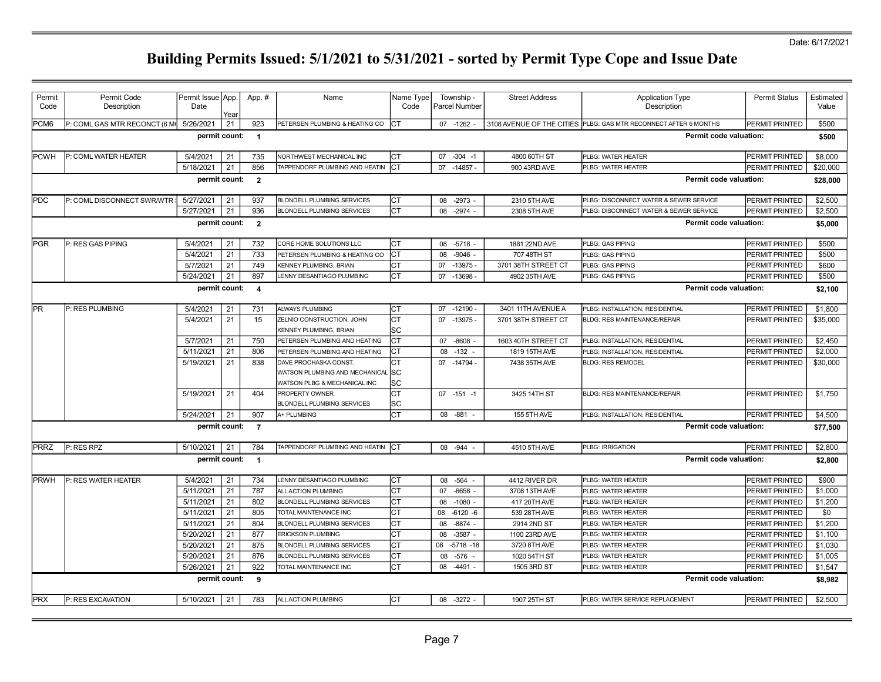Date: 6/17/2021

# Building Permits Issued: 5/1/2021 to 5/31/2021 - sorted by Permit Type Cope and Issue Date

| Permit Code | Permit Code Description | Permit Issue Date | App. Year | App. # | Name | Name Type Code | Township - Parcel Number | Street Address | Application Type Description | Permit Status | Estimated Value |
|---|---|---|---|---|---|---|---|---|---|---|---|
| PCM6 | P: COML GAS MTR RECONCT (6 M | 5/26/2021 | 21 | 923 | PETERSEN PLUMBING & HEATING CO | CT | 07 -1262 - | 3108 AVENUE OF THE CITIES | PLBG: GAS MTR RECONNECT AFTER 6 MONTHS | PERMIT PRINTED | $500 |
| | | permit count: | | 1 | | | | | Permit code valuation: | | $500 |
| PCWH | P: COML WATER HEATER | 5/4/2021 | 21 | 735 | NORTHWEST MECHANICAL INC | CT | 07 -304 -1 | 4800 60TH ST | PLBG: WATER HEATER | PERMIT PRINTED | $8,000 |
| | | 5/18/2021 | 21 | 856 | TAPPENDORF PLUMBING AND HEATIN | CT | 07 -14857 - | 900 43RD AVE | PLBG: WATER HEATER | PERMIT PRINTED | $20,000 |
| | | permit count: | | 2 | | | | | Permit code valuation: | | $28,000 |
| PDC | P: COML DISCONNECT SWR/WTR | 5/27/2021 | 21 | 937 | BLONDELL PLUMBING SERVICES | CT | 08 -2973 - | 2310 5TH AVE | PLBG: DISCONNECT WATER & SEWER SERVICE | PERMIT PRINTED | $2,500 |
| | | 5/27/2021 | 21 | 936 | BLONDELL PLUMBING SERVICES | CT | 08 -2974 - | 2308 5TH AVE | PLBG: DISCONNECT WATER & SEWER SERVICE | PERMIT PRINTED | $2,500 |
| | | permit count: | | 2 | | | | | Permit code valuation: | | $5,000 |
| PGR | P: RES GAS PIPING | 5/4/2021 | 21 | 732 | CORE HOME SOLUTIONS LLC | CT | 08 -5718 - | 1881 22ND AVE | PLBG: GAS PIPING | PERMIT PRINTED | $500 |
| | | 5/4/2021 | 21 | 733 | PETERSEN PLUMBING & HEATING CO | CT | 08 -9046 - | 707 48TH ST | PLBG: GAS PIPING | PERMIT PRINTED | $500 |
| | | 5/7/2021 | 21 | 749 | KENNEY PLUMBING, BRIAN | CT | 07 -13975 - | 3701 38TH STREET CT | PLBG: GAS PIPING | PERMIT PRINTED | $600 |
| | | 5/24/2021 | 21 | 897 | LENNY DESANTIAGO PLUMBING | CT | 07 -13698 - | 4902 35TH AVE | PLBG: GAS PIPING | PERMIT PRINTED | $500 |
| | | permit count: | | 4 | | | | | Permit code valuation: | | $2,100 |
| PR | P: RES PLUMBING | 5/4/2021 | 21 | 731 | ALWAYS PLUMBING | CT | 07 -12190 - | 3401 11TH AVENUE A | PLBG: INSTALLATION, RESIDENTIAL | PERMIT PRINTED | $1,800 |
| | | 5/4/2021 | 21 | 15 | ZELNIO CONSTRUCTION, JOHN | CT | 07 -13975 - | 3701 38TH STREET CT | BLDG: RES MAINTENANCE/REPAIR | PERMIT PRINTED | $35,000 |
| | | | | | KENNEY PLUMBING, BRIAN | SC | | | | | |
| | | 5/7/2021 | 21 | 750 | PETERSEN PLUMBING AND HEATING | CT | 07 -8608 - | 1603 40TH STREET CT | PLBG: INSTALLATION, RESIDENTIAL | PERMIT PRINTED | $2,450 |
| | | 5/11/2021 | 21 | 806 | PETERSEN PLUMBING AND HEATING | CT | 08 -132 - | 1819 15TH AVE | PLBG: INSTALLATION, RESIDENTIAL | PERMIT PRINTED | $2,000 |
| | | 5/19/2021 | 21 | 838 | DAVE PROCHASKA CONST. | CT | 07 -14794 - | 7438 35TH AVE | BLDG: RES REMODEL | PERMIT PRINTED | $30,000 |
| | | | | | WATSON PLUMBING AND MECHANICAL | SC | | | | | |
| | | | | | WATSON PLBG & MECHANICAL INC | SC | | | | | |
| | | 5/19/2021 | 21 | 404 | PROPERTY OWNER | CT | 07 -151 -1 | 3425 14TH ST | BLDG: RES MAINTENANCE/REPAIR | PERMIT PRINTED | $1,750 |
| | | | | | BLONDELL PLUMBING SERVICES | SC | | | | | |
| | | 5/24/2021 | 21 | 907 | A+ PLUMBING | CT | 08 -881 - | 155 5TH AVE | PLBG: INSTALLATION, RESIDENTIAL | PERMIT PRINTED | $4,500 |
| | | permit count: | | 7 | | | | | Permit code valuation: | | $77,500 |
| PRRZ | P: RES RPZ | 5/10/2021 | 21 | 784 | TAPPENDORF PLUMBING AND HEATIN | CT | 08 -944 - | 4510 5TH AVE | PLBG: IRRIGATION | PERMIT PRINTED | $2,800 |
| | | permit count: | | 1 | | | | | Permit code valuation: | | $2,800 |
| PRWH | P: RES WATER HEATER | 5/4/2021 | 21 | 734 | LENNY DESANTIAGO PLUMBING | CT | 08 -564 - | 4412 RIVER DR | PLBG: WATER HEATER | PERMIT PRINTED | $900 |
| | | 5/11/2021 | 21 | 787 | ALL ACTION PLUMBING | CT | 07 -6658 - | 3708 13TH AVE | PLBG: WATER HEATER | PERMIT PRINTED | $1,000 |
| | | 5/11/2021 | 21 | 802 | BLONDELL PLUMBING SERVICES | CT | 08 -1080 - | 417 20TH AVE | PLBG: WATER HEATER | PERMIT PRINTED | $1,200 |
| | | 5/11/2021 | 21 | 805 | TOTAL MAINTENANCE INC | CT | 08 -6120 -6 | 539 28TH AVE | PLBG: WATER HEATER | PERMIT PRINTED | $0 |
| | | 5/11/2021 | 21 | 804 | BLONDELL PLUMBING SERVICES | CT | 08 -8874 - | 2914 2ND ST | PLBG: WATER HEATER | PERMIT PRINTED | $1,200 |
| | | 5/20/2021 | 21 | 877 | ERICKSON PLUMBING | CT | 08 -3587 - | 1100 23RD AVE | PLBG: WATER HEATER | PERMIT PRINTED | $1,100 |
| | | 5/20/2021 | 21 | 875 | BLONDELL PLUMBING SERVICES | CT | 08 -5718 -18 | 3720 8TH AVE | PLBG: WATER HEATER | PERMIT PRINTED | $1,030 |
| | | 5/20/2021 | 21 | 876 | BLONDELL PLUMBING SERVICES | CT | 08 -576 - | 1020 54TH ST | PLBG: WATER HEATER | PERMIT PRINTED | $1,005 |
| | | 5/26/2021 | 21 | 922 | TOTAL MAINTENANCE INC | CT | 08 -4491 - | 1505 3RD ST | PLBG: WATER HEATER | PERMIT PRINTED | $1,547 |
| | | permit count: | | 9 | | | | | Permit code valuation: | | $8,982 |
| PRX | P: RES EXCAVATION | 5/10/2021 | 21 | 783 | ALL ACTION PLUMBING | CT | 08 -3272 - | 1907 25TH ST | PLBG: WATER SERVICE REPLACEMENT | PERMIT PRINTED | $2,500 |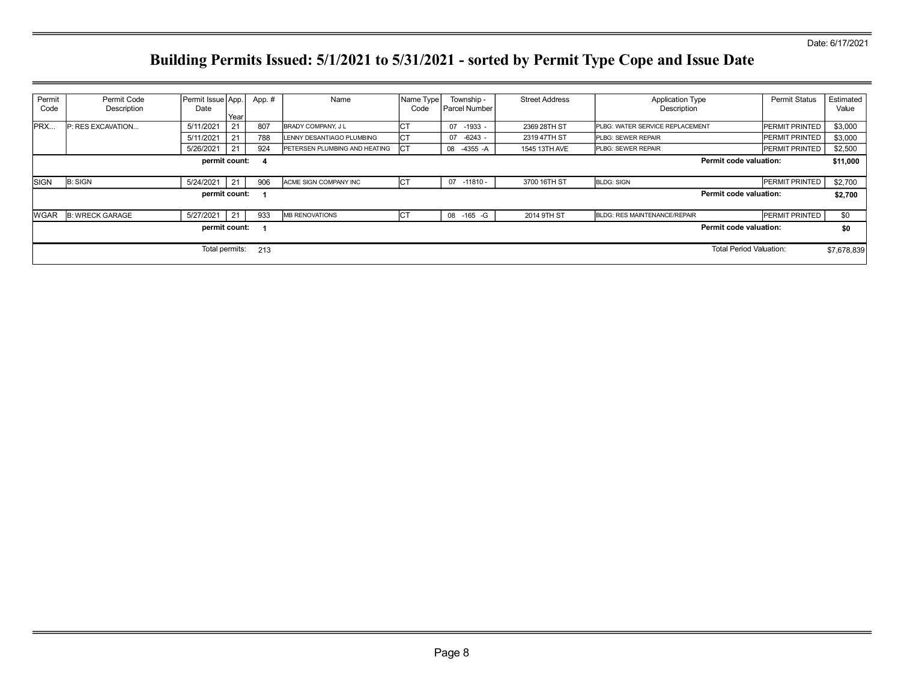Date: 6/17/2021

# Building Permits Issued: 5/1/2021 to 5/31/2021 - sorted by Permit Type Cope and Issue Date

| Permit Code | Permit Code Description | Permit Issue Date | App. Year | App. # | Name | Name Type Code | Township - Parcel Number | Street Address | Application Type Description | Permit Status | Estimated Value |
|---|---|---|---|---|---|---|---|---|---|---|---|
| PRX... | P: RES EXCAVATION... | 5/11/2021 | 21 | 807 | BRADY COMPANY, J L | CT | 07 -1933 - | 2369 28TH ST | PLBG: WATER SERVICE REPLACEMENT | PERMIT PRINTED | $3,000 |
| | | 5/11/2021 | 21 | 788 | LENNY DESANTIAGO PLUMBING | CT | 07 -6243 - | 2319 47TH ST | PLBG: SEWER REPAIR | PERMIT PRINTED | $3,000 |
| | | 5/26/2021 | 21 | 924 | PETERSEN PLUMBING AND HEATING | CT | 08 -4355 -A | 1545 13TH AVE | PLBG: SEWER REPAIR | PERMIT PRINTED | $2,500 |
| | | **permit count:** | | **4** | | | | | **Permit code valuation:** | | **$11,000** |
| SIGN | B: SIGN | 5/24/2021 | 21 | 906 | ACME SIGN COMPANY INC | CT | 07 -11810 - | 3700 16TH ST | BLDG: SIGN | PERMIT PRINTED | $2,700 |
| | | **permit count:** | | **1** | | | | | **Permit code valuation:** | | **$2,700** |
| WGAR | B: WRECK GARAGE | 5/27/2021 | 21 | 933 | MB RENOVATIONS | CT | 08 -165 -G | 2014 9TH ST | BLDG: RES MAINTENANCE/REPAIR | PERMIT PRINTED | $0 |
| | | **permit count:** | | **1** | | | | | **Permit code valuation:** | | **$0** |
| | | Total permits: | | 213 | | | | | Total Period Valuation: | | $7,678,839 |